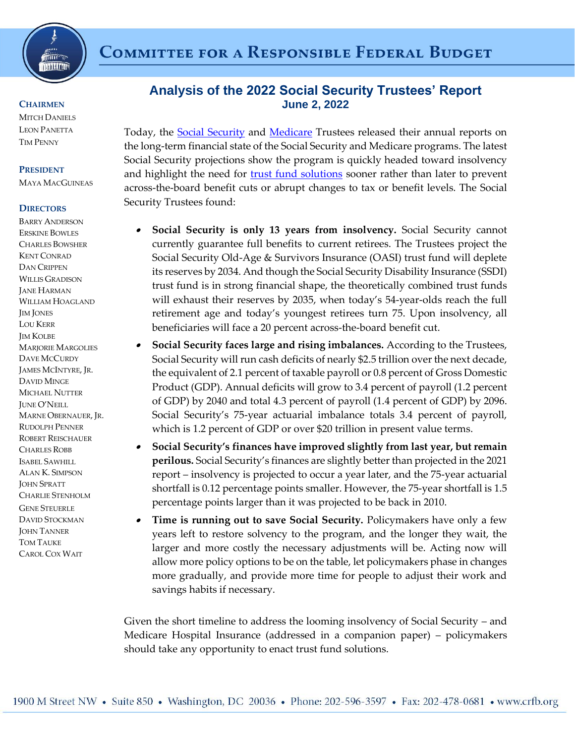# Committee for a Responsible Federal Budget

**Chairmen**
Mitch Daniels
Leon Panetta
Tim Penny

**President**
Maya MacGuineas

**Directors**
Barry Anderson
Erskine Bowles
Charles Bowsher
Kent Conrad
Dan Crippen
Willis Gradison
Jane Harman
William Hoagland
Jim Jones
Lou Kerr
Jim Kolbe
Marjorie Margolies
Dave McCurdy
James McIntyre, Jr.
David Minge
Michael Nutter
June O'Neill
Marne Obernauer, Jr.
Rudolph Penner
Robert Reischauer
Charles Robb
Isabel Sawhill
Alan K. Simpson
John Spratt
Charlie Stenholm
Gene Steuerle
David Stockman
John Tanner
Tom Tauke
Carol Cox Wait

## Analysis of the 2022 Social Security Trustees' Report

**June 2, 2022**

Today, the Social Security and Medicare Trustees released their annual reports on the long-term financial state of the Social Security and Medicare programs. The latest Social Security projections show the program is quickly headed toward insolvency and highlight the need for trust fund solutions sooner rather than later to prevent across-the-board benefit cuts or abrupt changes to tax or benefit levels. The Social Security Trustees found:

- **Social Security is only 13 years from insolvency.** Social Security cannot currently guarantee full benefits to current retirees. The Trustees project the Social Security Old-Age & Survivors Insurance (OASI) trust fund will deplete its reserves by 2034. And though the Social Security Disability Insurance (SSDI) trust fund is in strong financial shape, the theoretically combined trust funds will exhaust their reserves by 2035, when today's 54-year-olds reach the full retirement age and today's youngest retirees turn 75. Upon insolvency, all beneficiaries will face a 20 percent across-the-board benefit cut.
- **Social Security faces large and rising imbalances.** According to the Trustees, Social Security will run cash deficits of nearly $2.5 trillion over the next decade, the equivalent of 2.1 percent of taxable payroll or 0.8 percent of Gross Domestic Product (GDP). Annual deficits will grow to 3.4 percent of payroll (1.2 percent of GDP) by 2040 and total 4.3 percent of payroll (1.4 percent of GDP) by 2096. Social Security's 75-year actuarial imbalance totals 3.4 percent of payroll, which is 1.2 percent of GDP or over $20 trillion in present value terms.
- **Social Security's finances have improved slightly from last year, but remain perilous.** Social Security's finances are slightly better than projected in the 2021 report – insolvency is projected to occur a year later, and the 75-year actuarial shortfall is 0.12 percentage points smaller. However, the 75-year shortfall is 1.5 percentage points larger than it was projected to be back in 2010.
- **Time is running out to save Social Security.** Policymakers have only a few years left to restore solvency to the program, and the longer they wait, the larger and more costly the necessary adjustments will be. Acting now will allow more policy options to be on the table, let policymakers phase in changes more gradually, and provide more time for people to adjust their work and savings habits if necessary.

Given the short timeline to address the looming insolvency of Social Security – and Medicare Hospital Insurance (addressed in a companion paper) – policymakers should take any opportunity to enact trust fund solutions.

1900 M Street NW • Suite 850 • Washington, DC 20036 • Phone: 202-596-3597 • Fax: 202-478-0681 • www.crfb.org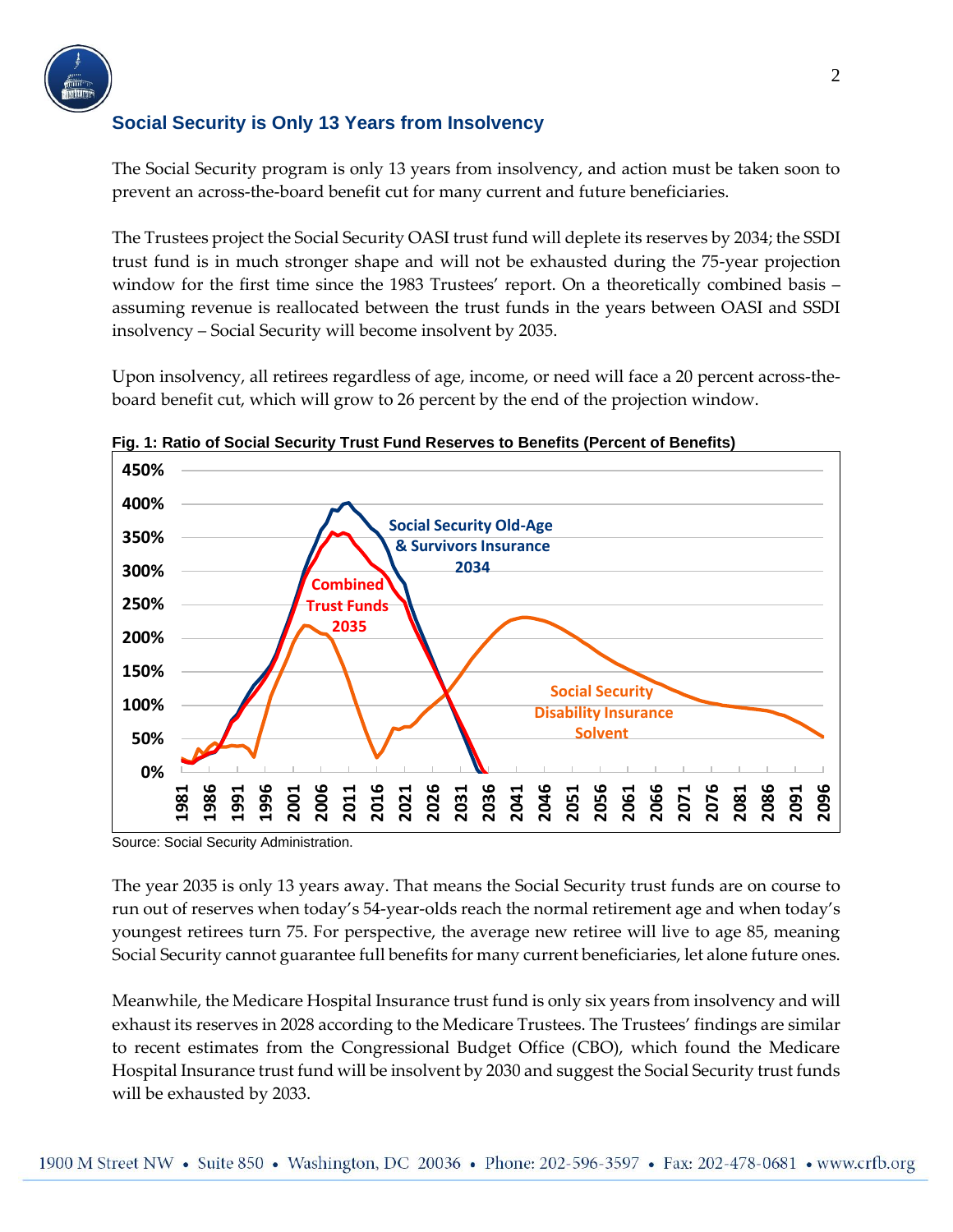## Social Security is Only 13 Years from Insolvency

The Social Security program is only 13 years from insolvency, and action must be taken soon to prevent an across-the-board benefit cut for many current and future beneficiaries.

The Trustees project the Social Security OASI trust fund will deplete its reserves by 2034; the SSDI trust fund is in much stronger shape and will not be exhausted during the 75-year projection window for the first time since the 1983 Trustees' report. On a theoretically combined basis – assuming revenue is reallocated between the trust funds in the years between OASI and SSDI insolvency – Social Security will become insolvent by 2035.

Upon insolvency, all retirees regardless of age, income, or need will face a 20 percent across-the-board benefit cut, which will grow to 26 percent by the end of the projection window.

**Fig. 1: Ratio of Social Security Trust Fund Reserves to Benefits (Percent of Benefits)**

Source: Social Security Administration.

The year 2035 is only 13 years away. That means the Social Security trust funds are on course to run out of reserves when today's 54-year-olds reach the normal retirement age and when today's youngest retirees turn 75. For perspective, the average new retiree will live to age 85, meaning Social Security cannot guarantee full benefits for many current beneficiaries, let alone future ones.

Meanwhile, the Medicare Hospital Insurance trust fund is only six years from insolvency and will exhaust its reserves in 2028 according to the Medicare Trustees. The Trustees' findings are similar to recent estimates from the Congressional Budget Office (CBO), which found the Medicare Hospital Insurance trust fund will be insolvent by 2030 and suggest the Social Security trust funds will be exhausted by 2033.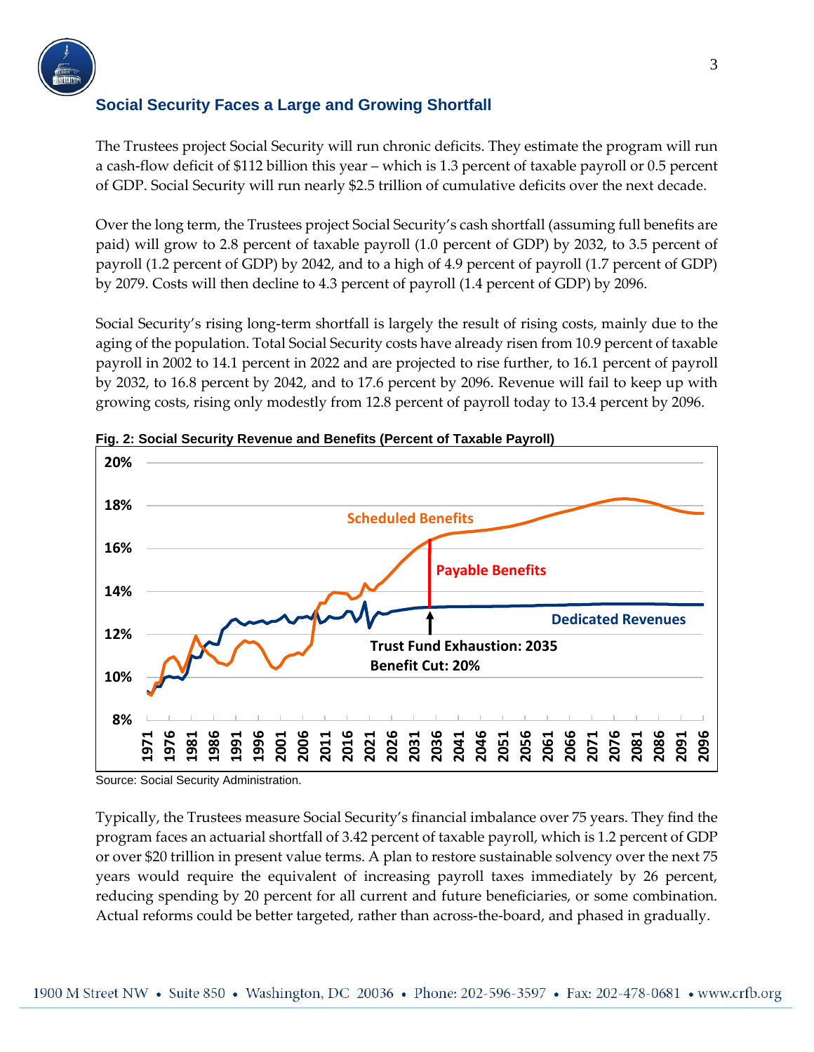## Social Security Faces a Large and Growing Shortfall

The Trustees project Social Security will run chronic deficits. They estimate the program will run a cash-flow deficit of $112 billion this year – which is 1.3 percent of taxable payroll or 0.5 percent of GDP. Social Security will run nearly $2.5 trillion of cumulative deficits over the next decade.

Over the long term, the Trustees project Social Security's cash shortfall (assuming full benefits are paid) will grow to 2.8 percent of taxable payroll (1.0 percent of GDP) by 2032, to 3.5 percent of payroll (1.2 percent of GDP) by 2042, and to a high of 4.9 percent of payroll (1.7 percent of GDP) by 2079. Costs will then decline to 4.3 percent of payroll (1.4 percent of GDP) by 2096.

Social Security's rising long-term shortfall is largely the result of rising costs, mainly due to the aging of the population. Total Social Security costs have already risen from 10.9 percent of taxable payroll in 2002 to 14.1 percent in 2022 and are projected to rise further, to 16.1 percent of payroll by 2032, to 16.8 percent by 2042, and to 17.6 percent by 2096. Revenue will fail to keep up with growing costs, rising only modestly from 12.8 percent of payroll today to 13.4 percent by 2096.

**Fig. 2: Social Security Revenue and Benefits (Percent of Taxable Payroll)**

Source: Social Security Administration.

Typically, the Trustees measure Social Security's financial imbalance over 75 years. They find the program faces an actuarial shortfall of 3.42 percent of taxable payroll, which is 1.2 percent of GDP or over $20 trillion in present value terms. A plan to restore sustainable solvency over the next 75 years would require the equivalent of increasing payroll taxes immediately by 26 percent, reducing spending by 20 percent for all current and future beneficiaries, or some combination. Actual reforms could be better targeted, rather than across-the-board, and phased in gradually.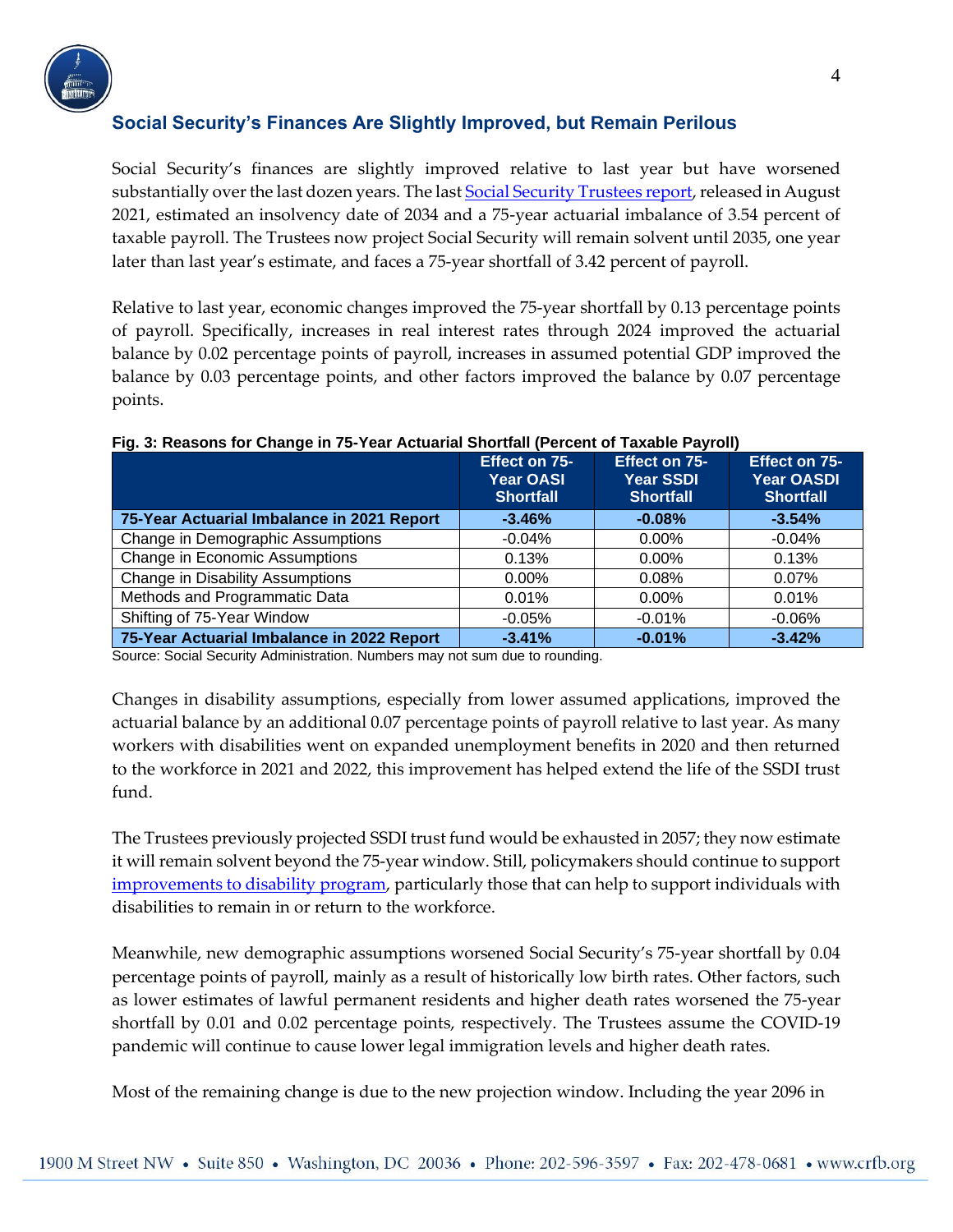## Social Security's Finances Are Slightly Improved, but Remain Perilous

Social Security's finances are slightly improved relative to last year but have worsened substantially over the last dozen years. The last Social Security Trustees report, released in August 2021, estimated an insolvency date of 2034 and a 75-year actuarial imbalance of 3.54 percent of taxable payroll. The Trustees now project Social Security will remain solvent until 2035, one year later than last year's estimate, and faces a 75-year shortfall of 3.42 percent of payroll.

Relative to last year, economic changes improved the 75-year shortfall by 0.13 percentage points of payroll. Specifically, increases in real interest rates through 2024 improved the actuarial balance by 0.02 percentage points of payroll, increases in assumed potential GDP improved the balance by 0.03 percentage points, and other factors improved the balance by 0.07 percentage points.

**Fig. 3: Reasons for Change in 75-Year Actuarial Shortfall (Percent of Taxable Payroll)**

| | Effect on 75-Year OASI Shortfall | Effect on 75-Year SSDI Shortfall | Effect on 75-Year OASDI Shortfall |
|---|---|---|---|
| **75-Year Actuarial Imbalance in 2021 Report** | **-3.46%** | **-0.08%** | **-3.54%** |
| Change in Demographic Assumptions | -0.04% | 0.00% | -0.04% |
| Change in Economic Assumptions | 0.13% | 0.00% | 0.13% |
| Change in Disability Assumptions | 0.00% | 0.08% | 0.07% |
| Methods and Programmatic Data | 0.01% | 0.00% | 0.01% |
| Shifting of 75-Year Window | -0.05% | -0.01% | -0.06% |
| **75-Year Actuarial Imbalance in 2022 Report** | **-3.41%** | **-0.01%** | **-3.42%** |

Source: Social Security Administration. Numbers may not sum due to rounding.

Changes in disability assumptions, especially from lower assumed applications, improved the actuarial balance by an additional 0.07 percentage points of payroll relative to last year. As many workers with disabilities went on expanded unemployment benefits in 2020 and then returned to the workforce in 2021 and 2022, this improvement has helped extend the life of the SSDI trust fund.

The Trustees previously projected SSDI trust fund would be exhausted in 2057; they now estimate it will remain solvent beyond the 75-year window. Still, policymakers should continue to support improvements to disability program, particularly those that can help to support individuals with disabilities to remain in or return to the workforce.

Meanwhile, new demographic assumptions worsened Social Security's 75-year shortfall by 0.04 percentage points of payroll, mainly as a result of historically low birth rates. Other factors, such as lower estimates of lawful permanent residents and higher death rates worsened the 75-year shortfall by 0.01 and 0.02 percentage points, respectively. The Trustees assume the COVID-19 pandemic will continue to cause lower legal immigration levels and higher death rates.

Most of the remaining change is due to the new projection window. Including the year 2096 in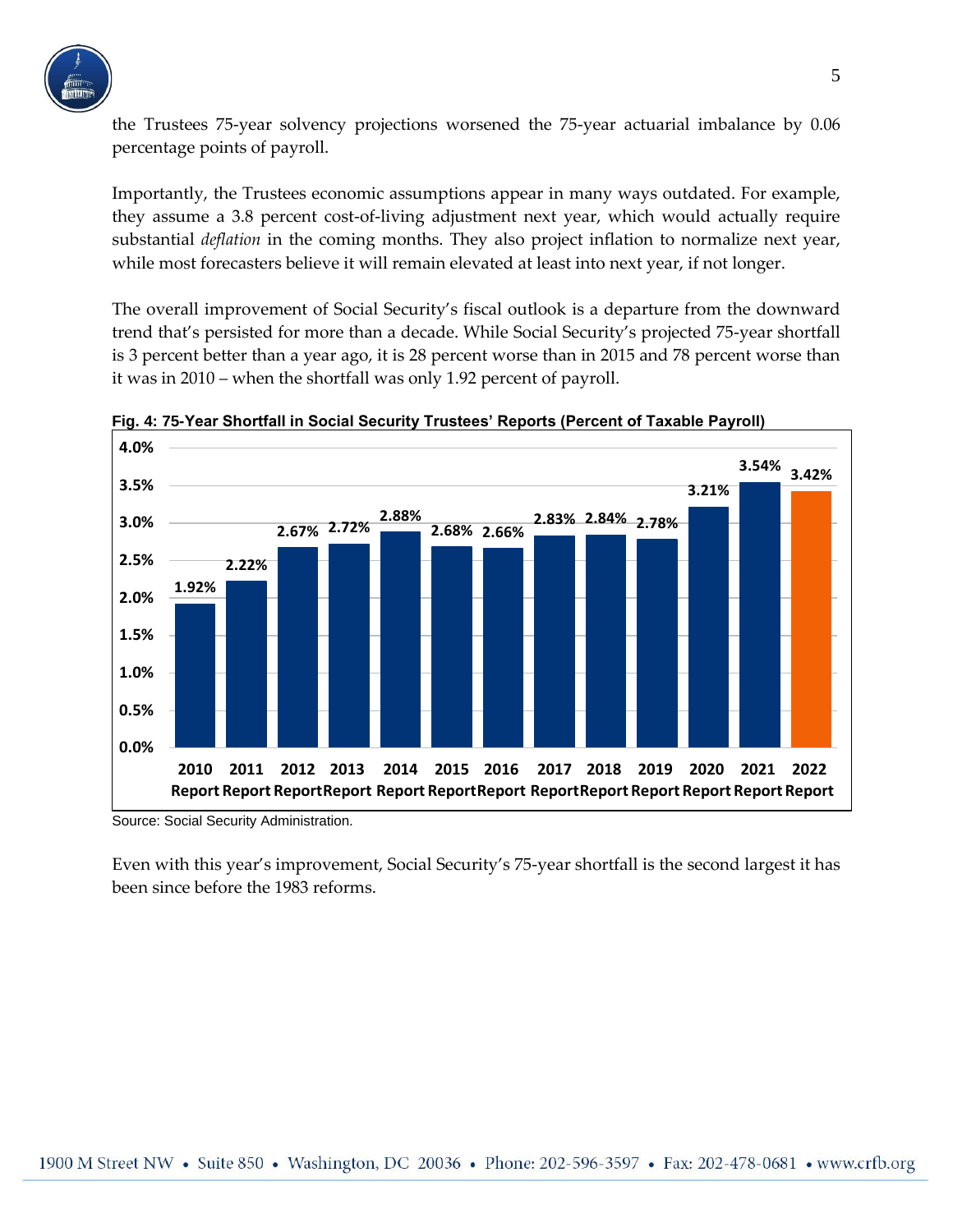the Trustees 75-year solvency projections worsened the 75-year actuarial imbalance by 0.06 percentage points of payroll.

Importantly, the Trustees economic assumptions appear in many ways outdated. For example, they assume a 3.8 percent cost-of-living adjustment next year, which would actually require substantial *deflation* in the coming months. They also project inflation to normalize next year, while most forecasters believe it will remain elevated at least into next year, if not longer.

The overall improvement of Social Security's fiscal outlook is a departure from the downward trend that's persisted for more than a decade. While Social Security's projected 75-year shortfall is 3 percent better than a year ago, it is 28 percent worse than in 2015 and 78 percent worse than it was in 2010 – when the shortfall was only 1.92 percent of payroll.

**Fig. 4: 75-Year Shortfall in Social Security Trustees' Reports (Percent of Taxable Payroll)**

| Report | 75-Year Shortfall |
|---|---|
| 2010 Report | 1.92% |
| 2011 Report | 2.22% |
| 2012 Report | 2.67% |
| 2013 Report | 2.72% |
| 2014 Report | 2.88% |
| 2015 Report | 2.68% |
| 2016 Report | 2.66% |
| 2017 Report | 2.83% |
| 2018 Report | 2.84% |
| 2019 Report | 2.78% |
| 2020 Report | 3.21% |
| 2021 Report | 3.54% |
| 2022 Report | 3.42% |

Source: Social Security Administration.

Even with this year's improvement, Social Security's 75-year shortfall is the second largest it has been since before the 1983 reforms.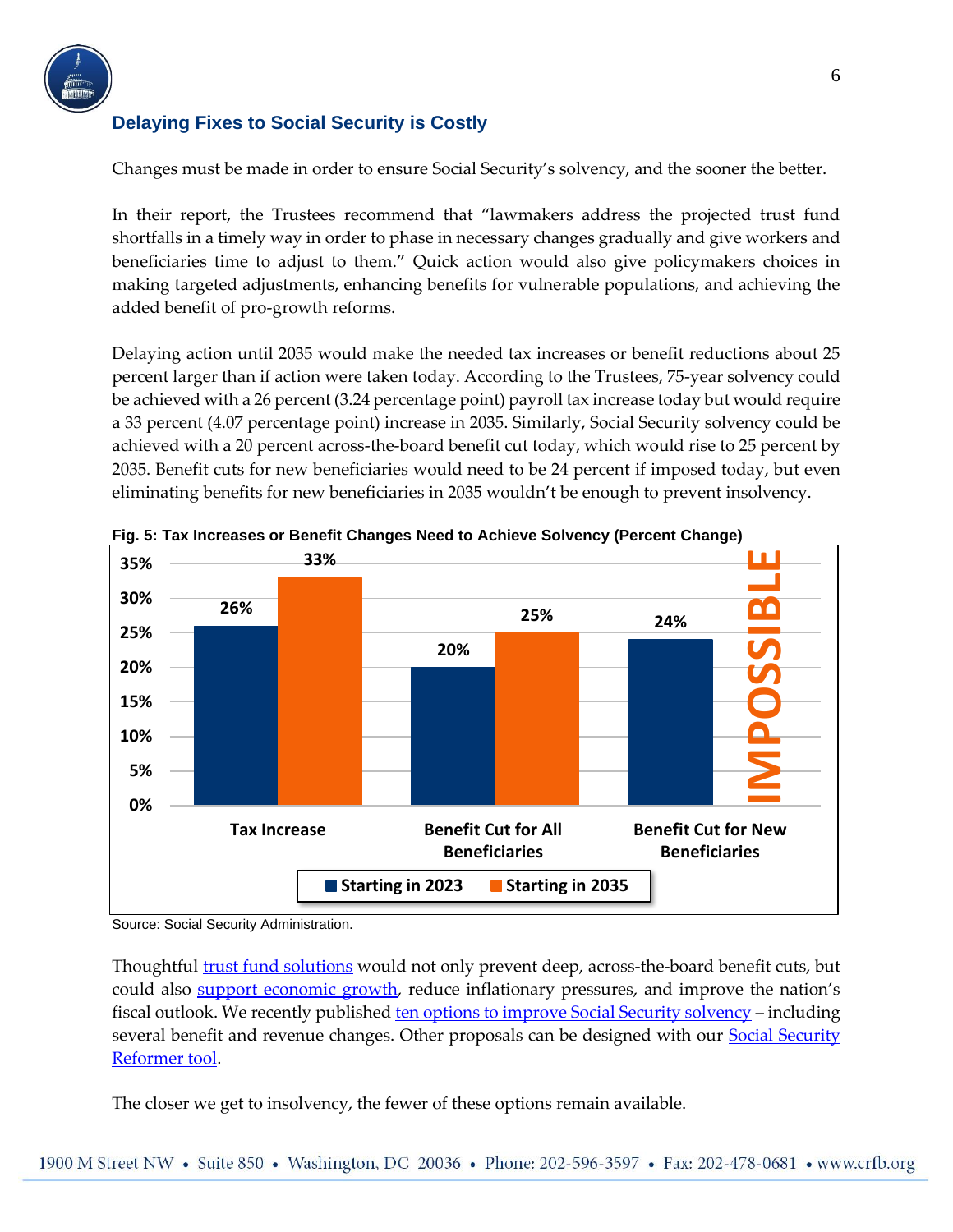## Delaying Fixes to Social Security is Costly

Changes must be made in order to ensure Social Security's solvency, and the sooner the better.

In their report, the Trustees recommend that "lawmakers address the projected trust fund shortfalls in a timely way in order to phase in necessary changes gradually and give workers and beneficiaries time to adjust to them." Quick action would also give policymakers choices in making targeted adjustments, enhancing benefits for vulnerable populations, and achieving the added benefit of pro-growth reforms.

Delaying action until 2035 would make the needed tax increases or benefit reductions about 25 percent larger than if action were taken today. According to the Trustees, 75-year solvency could be achieved with a 26 percent (3.24 percentage point) payroll tax increase today but would require a 33 percent (4.07 percentage point) increase in 2035. Similarly, Social Security solvency could be achieved with a 20 percent across-the-board benefit cut today, which would rise to 25 percent by 2035. Benefit cuts for new beneficiaries would need to be 24 percent if imposed today, but even eliminating benefits for new beneficiaries in 2035 wouldn't be enough to prevent insolvency.

**Fig. 5: Tax Increases or Benefit Changes Need to Achieve Solvency (Percent Change)**

| | Starting in 2023 | Starting in 2035 |
|---|---|---|
| Tax Increase | 26% | 33% |
| Benefit Cut for All Beneficiaries | 20% | 25% |
| Benefit Cut for New Beneficiaries | 24% | IMPOSSIBLE |

Source: Social Security Administration.

Thoughtful trust fund solutions would not only prevent deep, across-the-board benefit cuts, but could also support economic growth, reduce inflationary pressures, and improve the nation's fiscal outlook. We recently published ten options to improve Social Security solvency – including several benefit and revenue changes. Other proposals can be designed with our Social Security Reformer tool.

The closer we get to insolvency, the fewer of these options remain available.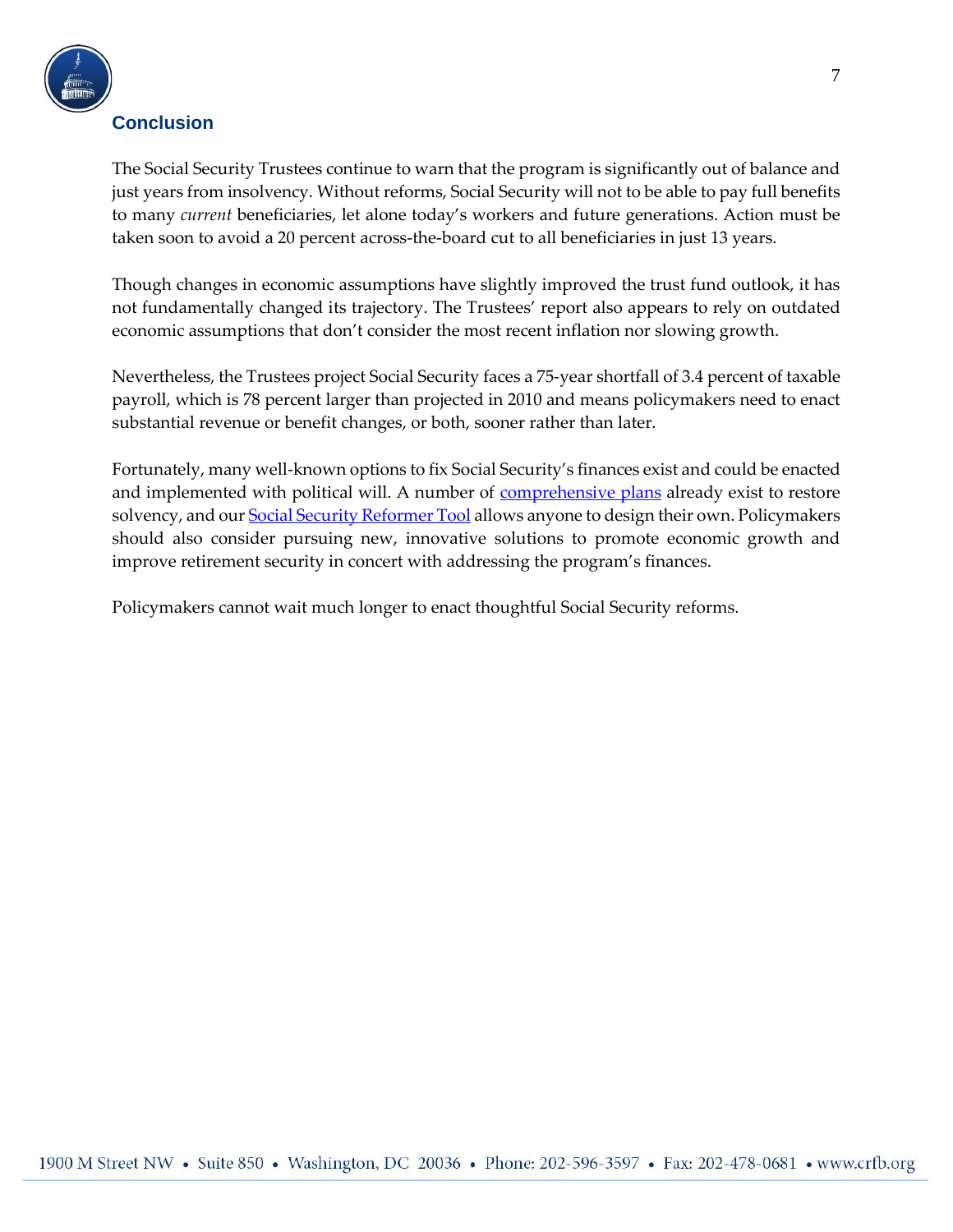## Conclusion

The Social Security Trustees continue to warn that the program is significantly out of balance and just years from insolvency. Without reforms, Social Security will not to be able to pay full benefits to many *current* beneficiaries, let alone today's workers and future generations. Action must be taken soon to avoid a 20 percent across-the-board cut to all beneficiaries in just 13 years.

Though changes in economic assumptions have slightly improved the trust fund outlook, it has not fundamentally changed its trajectory. The Trustees' report also appears to rely on outdated economic assumptions that don't consider the most recent inflation nor slowing growth.

Nevertheless, the Trustees project Social Security faces a 75-year shortfall of 3.4 percent of taxable payroll, which is 78 percent larger than projected in 2010 and means policymakers need to enact substantial revenue or benefit changes, or both, sooner rather than later.

Fortunately, many well-known options to fix Social Security's finances exist and could be enacted and implemented with political will. A number of comprehensive plans already exist to restore solvency, and our Social Security Reformer Tool allows anyone to design their own. Policymakers should also consider pursuing new, innovative solutions to promote economic growth and improve retirement security in concert with addressing the program's finances.

Policymakers cannot wait much longer to enact thoughtful Social Security reforms.